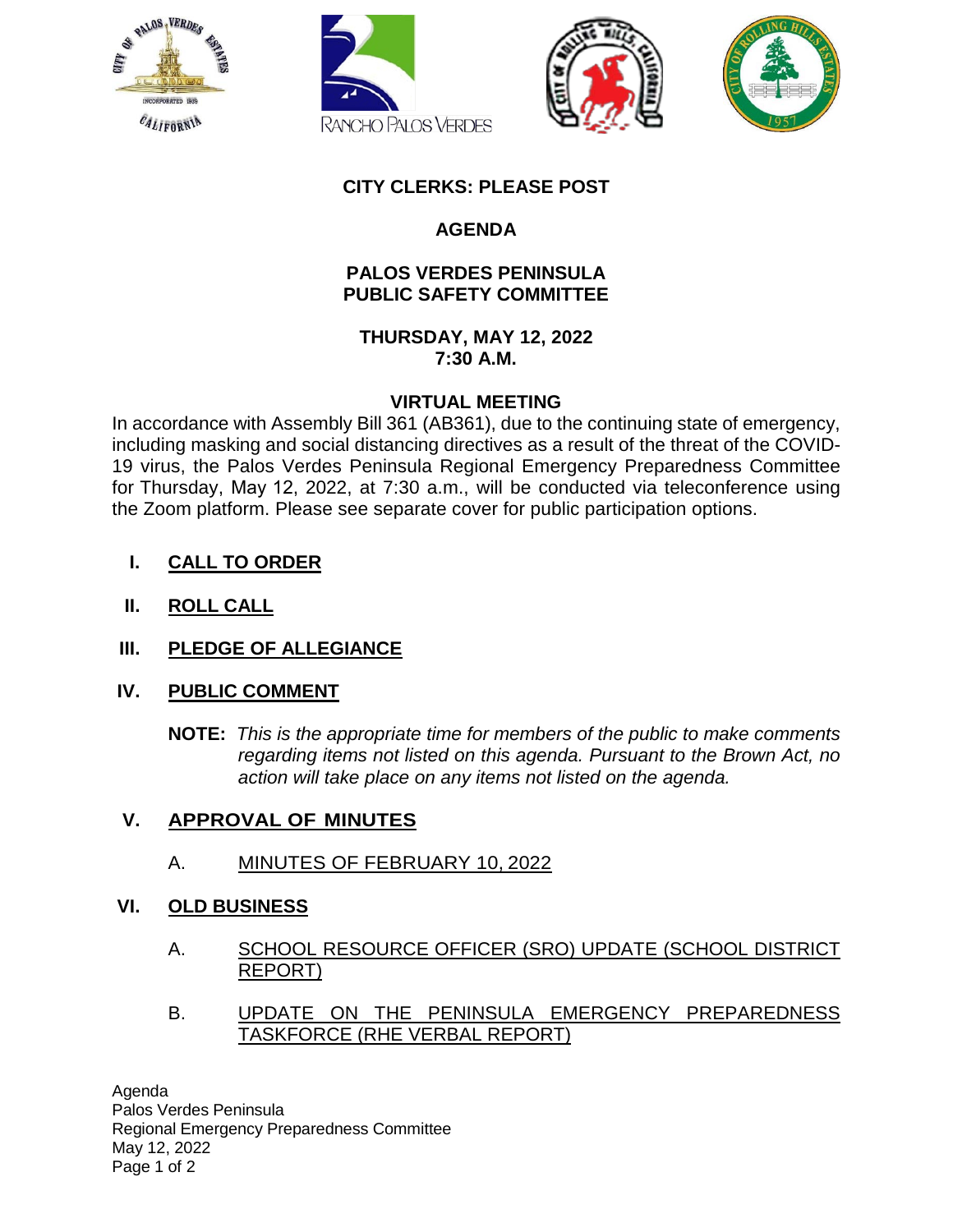**CITY CLERKS: PLEASE POST**

# AGENDA

## PALOS VERDES PENINSULA PUBLIC SAFETY COMMITTEE

**THURSDAY, MAY 12, 2022**
**7:30 A.M.**

**VIRTUAL MEETING**

In accordance with Assembly Bill 361 (AB361), due to the continuing state of emergency, including masking and social distancing directives as a result of the threat of the COVID-19 virus, the Palos Verdes Peninsula Regional Emergency Preparedness Committee for Thursday, May 12, 2022, at 7:30 a.m., will be conducted via teleconference using the Zoom platform. Please see separate cover for public participation options.

**I. CALL TO ORDER**

**II. ROLL CALL**

**III. PLEDGE OF ALLEGIANCE**

**IV. PUBLIC COMMENT**

**NOTE:** *This is the appropriate time for members of the public to make comments regarding items not listed on this agenda. Pursuant to the Brown Act, no action will take place on any items not listed on the agenda.*

**V. APPROVAL OF MINUTES**

A. MINUTES OF FEBRUARY 10, 2022

**VI. OLD BUSINESS**

A. SCHOOL RESOURCE OFFICER (SRO) UPDATE (SCHOOL DISTRICT REPORT)

B. UPDATE ON THE PENINSULA EMERGENCY PREPAREDNESS TASKFORCE (RHE VERBAL REPORT)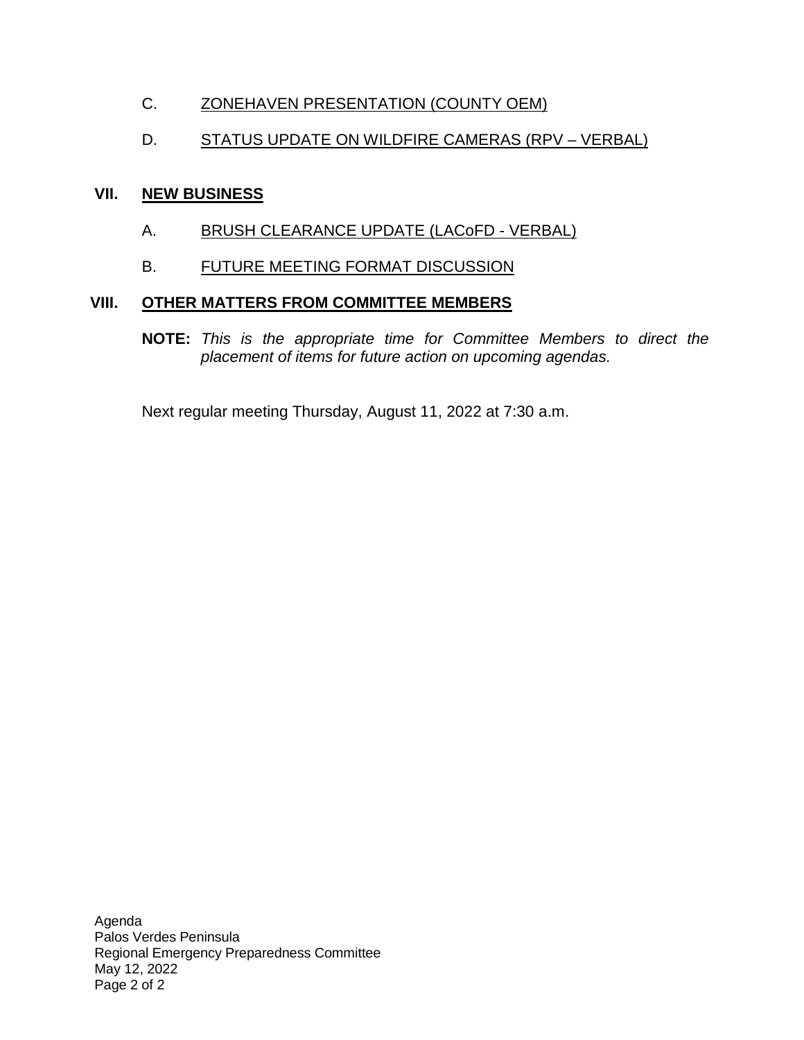C. ZONEHAVEN PRESENTATION (COUNTY OEM)

D. STATUS UPDATE ON WILDFIRE CAMERAS (RPV – VERBAL)

## VII. NEW BUSINESS

A. BRUSH CLEARANCE UPDATE (LACoFD - VERBAL)

B. FUTURE MEETING FORMAT DISCUSSION

## VIII. OTHER MATTERS FROM COMMITTEE MEMBERS

**NOTE:** *This is the appropriate time for Committee Members to direct the placement of items for future action on upcoming agendas.*

Next regular meeting Thursday, August 11, 2022 at 7:30 a.m.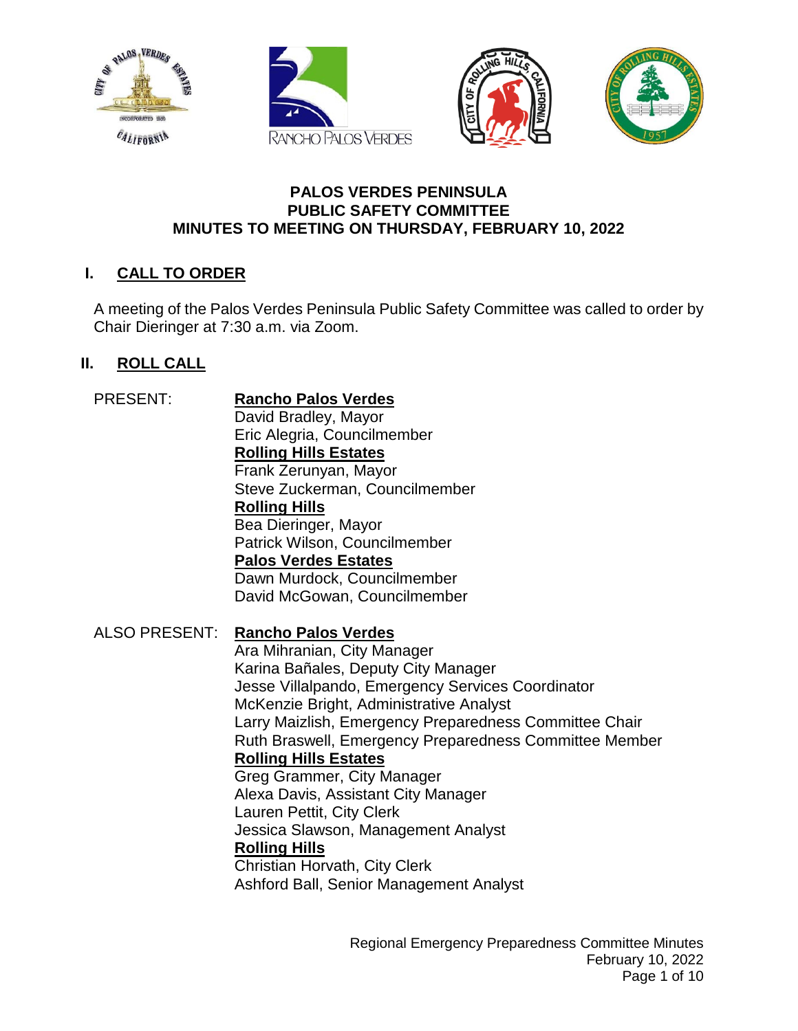**PALOS VERDES PENINSULA**
**PUBLIC SAFETY COMMITTEE**
**MINUTES TO MEETING ON THURSDAY, FEBRUARY 10, 2022**

## I. CALL TO ORDER

A meeting of the Palos Verdes Peninsula Public Safety Committee was called to order by Chair Dieringer at 7:30 a.m. via Zoom.

## II. ROLL CALL

PRESENT:

**Rancho Palos Verdes**
David Bradley, Mayor
Eric Alegria, Councilmember

**Rolling Hills Estates**
Frank Zerunyan, Mayor
Steve Zuckerman, Councilmember

**Rolling Hills**
Bea Dieringer, Mayor
Patrick Wilson, Councilmember

**Palos Verdes Estates**
Dawn Murdock, Councilmember
David McGowan, Councilmember

ALSO PRESENT:

**Rancho Palos Verdes**
Ara Mihranian, City Manager
Karina Bañales, Deputy City Manager
Jesse Villalpando, Emergency Services Coordinator
McKenzie Bright, Administrative Analyst
Larry Maizlish, Emergency Preparedness Committee Chair
Ruth Braswell, Emergency Preparedness Committee Member

**Rolling Hills Estates**
Greg Grammer, City Manager
Alexa Davis, Assistant City Manager
Lauren Pettit, City Clerk
Jessica Slawson, Management Analyst

**Rolling Hills**
Christian Horvath, City Clerk
Ashford Ball, Senior Management Analyst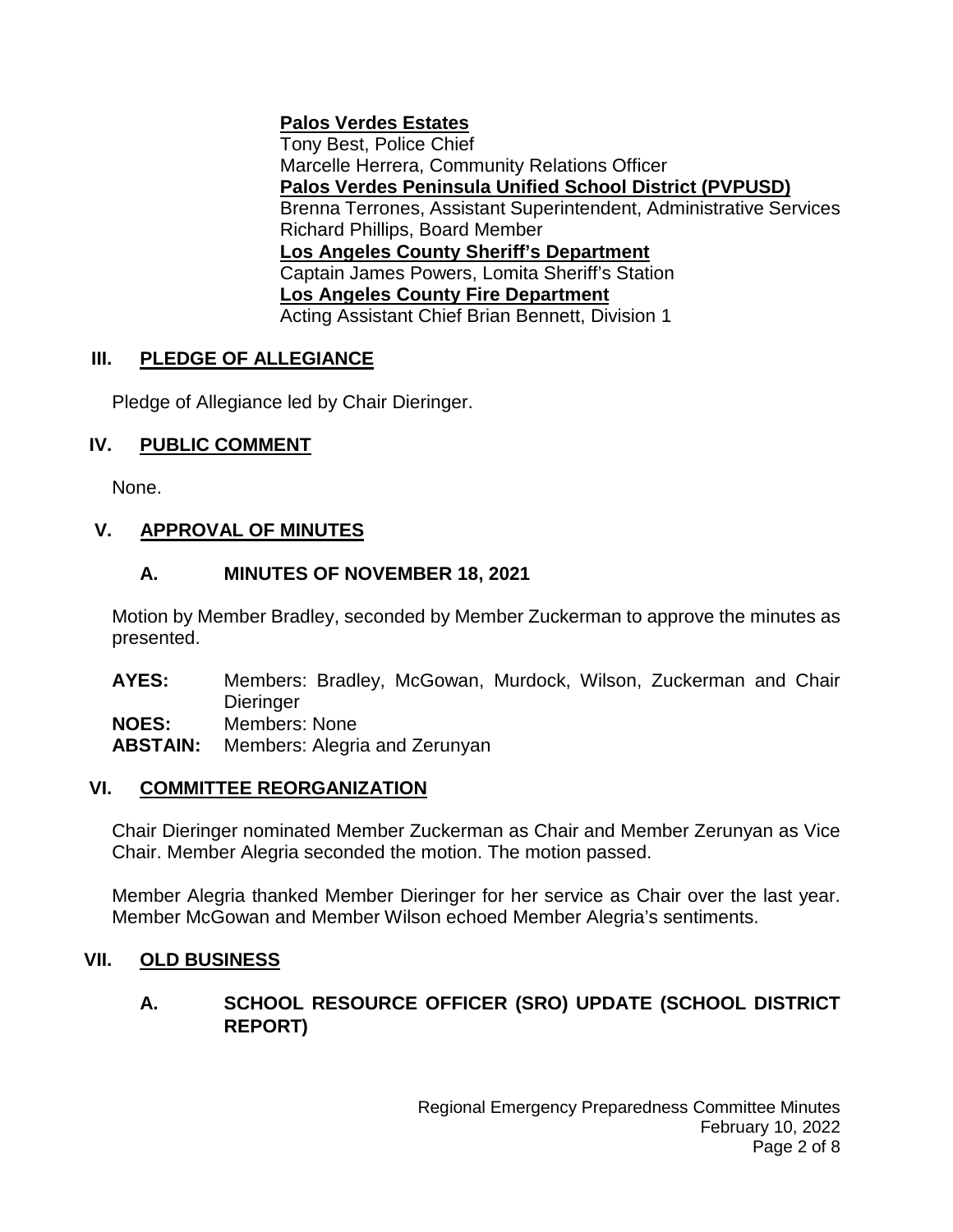**Palos Verdes Estates**
Tony Best, Police Chief
Marcelle Herrera, Community Relations Officer
**Palos Verdes Peninsula Unified School District (PVPUSD)**
Brenna Terrones, Assistant Superintendent, Administrative Services
Richard Phillips, Board Member
**Los Angeles County Sheriff's Department**
Captain James Powers, Lomita Sheriff's Station
**Los Angeles County Fire Department**
Acting Assistant Chief Brian Bennett, Division 1

## III. PLEDGE OF ALLEGIANCE

Pledge of Allegiance led by Chair Dieringer.

## IV. PUBLIC COMMENT

None.

## V. APPROVAL OF MINUTES

### A. MINUTES OF NOVEMBER 18, 2021

Motion by Member Bradley, seconded by Member Zuckerman to approve the minutes as presented.

**AYES:** Members: Bradley, McGowan, Murdock, Wilson, Zuckerman and Chair Dieringer
**NOES:** Members: None
**ABSTAIN:** Members: Alegria and Zerunyan

## VI. COMMITTEE REORGANIZATION

Chair Dieringer nominated Member Zuckerman as Chair and Member Zerunyan as Vice Chair. Member Alegria seconded the motion. The motion passed.

Member Alegria thanked Member Dieringer for her service as Chair over the last year. Member McGowan and Member Wilson echoed Member Alegria's sentiments.

## VII. OLD BUSINESS

### A. SCHOOL RESOURCE OFFICER (SRO) UPDATE (SCHOOL DISTRICT REPORT)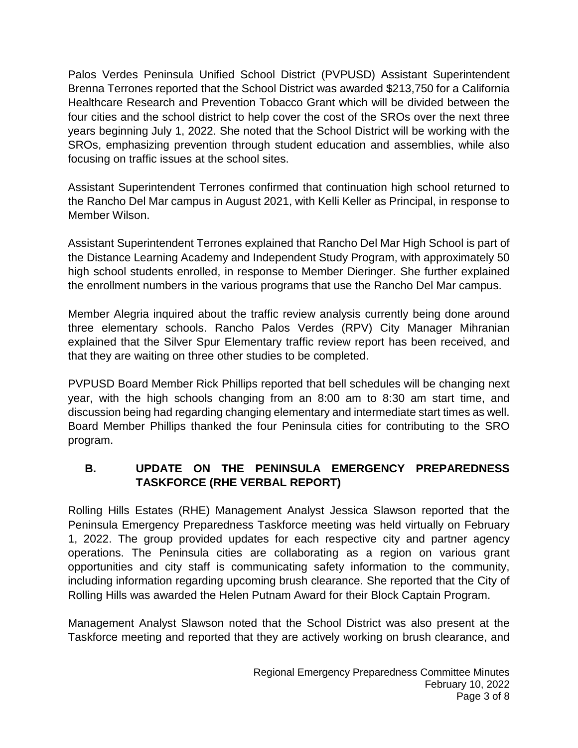Palos Verdes Peninsula Unified School District (PVPUSD) Assistant Superintendent Brenna Terrones reported that the School District was awarded $213,750 for a California Healthcare Research and Prevention Tobacco Grant which will be divided between the four cities and the school district to help cover the cost of the SROs over the next three years beginning July 1, 2022. She noted that the School District will be working with the SROs, emphasizing prevention through student education and assemblies, while also focusing on traffic issues at the school sites.

Assistant Superintendent Terrones confirmed that continuation high school returned to the Rancho Del Mar campus in August 2021, with Kelli Keller as Principal, in response to Member Wilson.

Assistant Superintendent Terrones explained that Rancho Del Mar High School is part of the Distance Learning Academy and Independent Study Program, with approximately 50 high school students enrolled, in response to Member Dieringer. She further explained the enrollment numbers in the various programs that use the Rancho Del Mar campus.

Member Alegria inquired about the traffic review analysis currently being done around three elementary schools. Rancho Palos Verdes (RPV) City Manager Mihranian explained that the Silver Spur Elementary traffic review report has been received, and that they are waiting on three other studies to be completed.

PVPUSD Board Member Rick Phillips reported that bell schedules will be changing next year, with the high schools changing from an 8:00 am to 8:30 am start time, and discussion being had regarding changing elementary and intermediate start times as well. Board Member Phillips thanked the four Peninsula cities for contributing to the SRO program.

## B. UPDATE ON THE PENINSULA EMERGENCY PREPAREDNESS TASKFORCE (RHE VERBAL REPORT)

Rolling Hills Estates (RHE) Management Analyst Jessica Slawson reported that the Peninsula Emergency Preparedness Taskforce meeting was held virtually on February 1, 2022. The group provided updates for each respective city and partner agency operations. The Peninsula cities are collaborating as a region on various grant opportunities and city staff is communicating safety information to the community, including information regarding upcoming brush clearance. She reported that the City of Rolling Hills was awarded the Helen Putnam Award for their Block Captain Program.

Management Analyst Slawson noted that the School District was also present at the Taskforce meeting and reported that they are actively working on brush clearance, and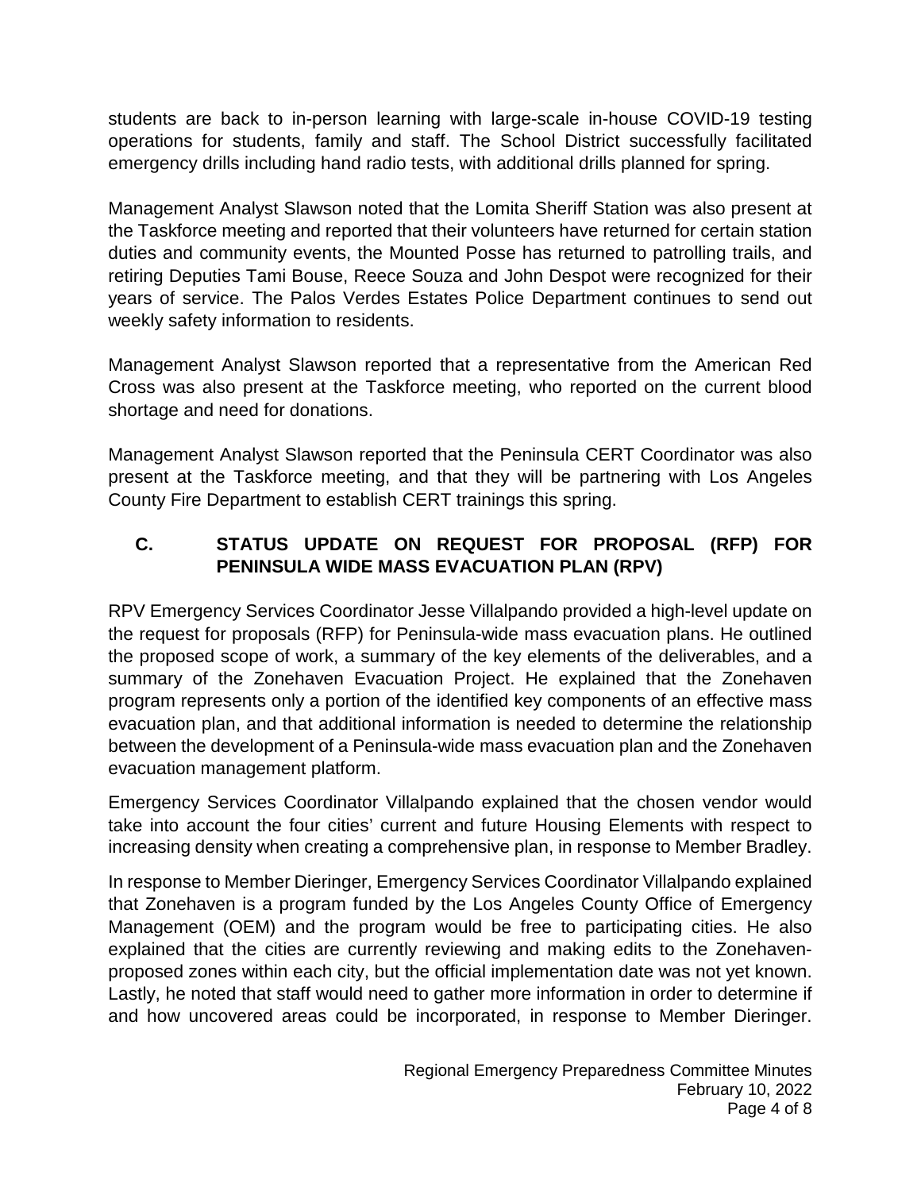students are back to in-person learning with large-scale in-house COVID-19 testing operations for students, family and staff. The School District successfully facilitated emergency drills including hand radio tests, with additional drills planned for spring.

Management Analyst Slawson noted that the Lomita Sheriff Station was also present at the Taskforce meeting and reported that their volunteers have returned for certain station duties and community events, the Mounted Posse has returned to patrolling trails, and retiring Deputies Tami Bouse, Reece Souza and John Despot were recognized for their years of service. The Palos Verdes Estates Police Department continues to send out weekly safety information to residents.

Management Analyst Slawson reported that a representative from the American Red Cross was also present at the Taskforce meeting, who reported on the current blood shortage and need for donations.

Management Analyst Slawson reported that the Peninsula CERT Coordinator was also present at the Taskforce meeting, and that they will be partnering with Los Angeles County Fire Department to establish CERT trainings this spring.

## C. STATUS UPDATE ON REQUEST FOR PROPOSAL (RFP) FOR PENINSULA WIDE MASS EVACUATION PLAN (RPV)

RPV Emergency Services Coordinator Jesse Villalpando provided a high-level update on the request for proposals (RFP) for Peninsula-wide mass evacuation plans. He outlined the proposed scope of work, a summary of the key elements of the deliverables, and a summary of the Zonehaven Evacuation Project. He explained that the Zonehaven program represents only a portion of the identified key components of an effective mass evacuation plan, and that additional information is needed to determine the relationship between the development of a Peninsula-wide mass evacuation plan and the Zonehaven evacuation management platform.

Emergency Services Coordinator Villalpando explained that the chosen vendor would take into account the four cities' current and future Housing Elements with respect to increasing density when creating a comprehensive plan, in response to Member Bradley.

In response to Member Dieringer, Emergency Services Coordinator Villalpando explained that Zonehaven is a program funded by the Los Angeles County Office of Emergency Management (OEM) and the program would be free to participating cities. He also explained that the cities are currently reviewing and making edits to the Zonehaven-proposed zones within each city, but the official implementation date was not yet known. Lastly, he noted that staff would need to gather more information in order to determine if and how uncovered areas could be incorporated, in response to Member Dieringer.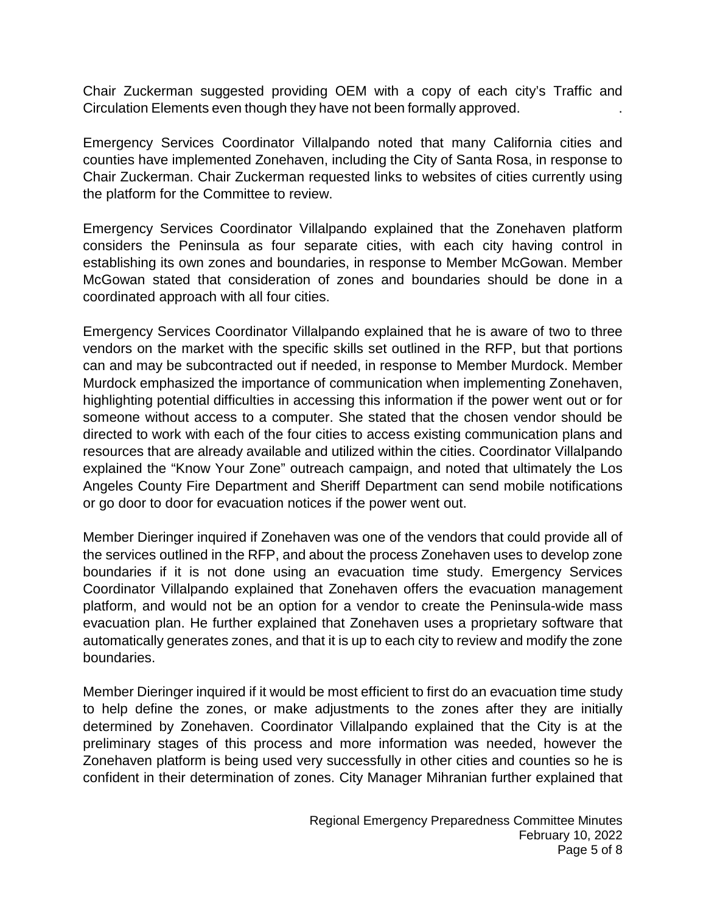Chair Zuckerman suggested providing OEM with a copy of each city's Traffic and Circulation Elements even though they have not been formally approved.

Emergency Services Coordinator Villalpando noted that many California cities and counties have implemented Zonehaven, including the City of Santa Rosa, in response to Chair Zuckerman. Chair Zuckerman requested links to websites of cities currently using the platform for the Committee to review.

Emergency Services Coordinator Villalpando explained that the Zonehaven platform considers the Peninsula as four separate cities, with each city having control in establishing its own zones and boundaries, in response to Member McGowan. Member McGowan stated that consideration of zones and boundaries should be done in a coordinated approach with all four cities.

Emergency Services Coordinator Villalpando explained that he is aware of two to three vendors on the market with the specific skills set outlined in the RFP, but that portions can and may be subcontracted out if needed, in response to Member Murdock. Member Murdock emphasized the importance of communication when implementing Zonehaven, highlighting potential difficulties in accessing this information if the power went out or for someone without access to a computer. She stated that the chosen vendor should be directed to work with each of the four cities to access existing communication plans and resources that are already available and utilized within the cities. Coordinator Villalpando explained the "Know Your Zone" outreach campaign, and noted that ultimately the Los Angeles County Fire Department and Sheriff Department can send mobile notifications or go door to door for evacuation notices if the power went out.

Member Dieringer inquired if Zonehaven was one of the vendors that could provide all of the services outlined in the RFP, and about the process Zonehaven uses to develop zone boundaries if it is not done using an evacuation time study. Emergency Services Coordinator Villalpando explained that Zonehaven offers the evacuation management platform, and would not be an option for a vendor to create the Peninsula-wide mass evacuation plan. He further explained that Zonehaven uses a proprietary software that automatically generates zones, and that it is up to each city to review and modify the zone boundaries.

Member Dieringer inquired if it would be most efficient to first do an evacuation time study to help define the zones, or make adjustments to the zones after they are initially determined by Zonehaven. Coordinator Villalpando explained that the City is at the preliminary stages of this process and more information was needed, however the Zonehaven platform is being used very successfully in other cities and counties so he is confident in their determination of zones. City Manager Mihranian further explained that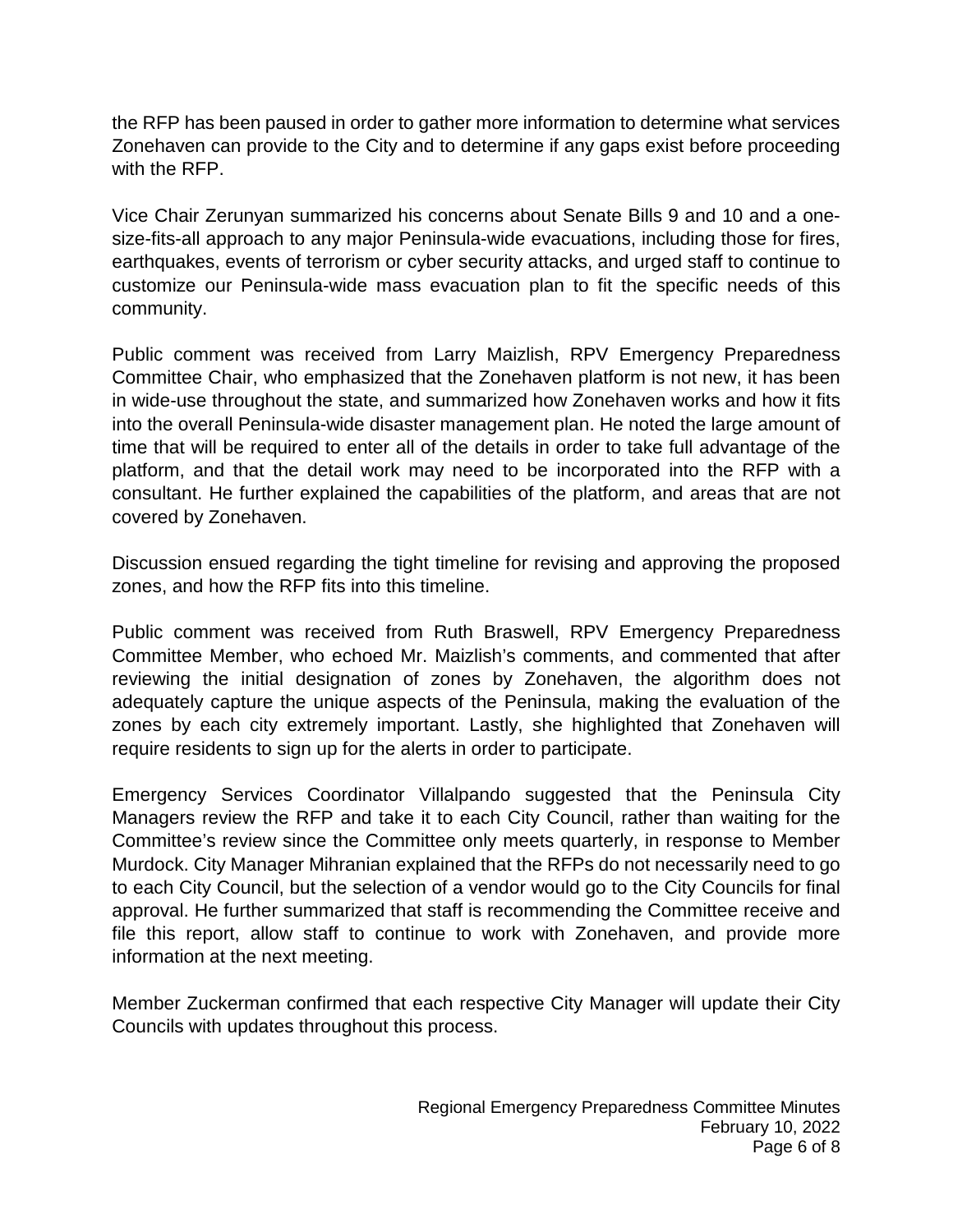the RFP has been paused in order to gather more information to determine what services Zonehaven can provide to the City and to determine if any gaps exist before proceeding with the RFP.

Vice Chair Zerunyan summarized his concerns about Senate Bills 9 and 10 and a one-size-fits-all approach to any major Peninsula-wide evacuations, including those for fires, earthquakes, events of terrorism or cyber security attacks, and urged staff to continue to customize our Peninsula-wide mass evacuation plan to fit the specific needs of this community.

Public comment was received from Larry Maizlish, RPV Emergency Preparedness Committee Chair, who emphasized that the Zonehaven platform is not new, it has been in wide-use throughout the state, and summarized how Zonehaven works and how it fits into the overall Peninsula-wide disaster management plan. He noted the large amount of time that will be required to enter all of the details in order to take full advantage of the platform, and that the detail work may need to be incorporated into the RFP with a consultant. He further explained the capabilities of the platform, and areas that are not covered by Zonehaven.

Discussion ensued regarding the tight timeline for revising and approving the proposed zones, and how the RFP fits into this timeline.

Public comment was received from Ruth Braswell, RPV Emergency Preparedness Committee Member, who echoed Mr. Maizlish's comments, and commented that after reviewing the initial designation of zones by Zonehaven, the algorithm does not adequately capture the unique aspects of the Peninsula, making the evaluation of the zones by each city extremely important. Lastly, she highlighted that Zonehaven will require residents to sign up for the alerts in order to participate.

Emergency Services Coordinator Villalpando suggested that the Peninsula City Managers review the RFP and take it to each City Council, rather than waiting for the Committee's review since the Committee only meets quarterly, in response to Member Murdock. City Manager Mihranian explained that the RFPs do not necessarily need to go to each City Council, but the selection of a vendor would go to the City Councils for final approval. He further summarized that staff is recommending the Committee receive and file this report, allow staff to continue to work with Zonehaven, and provide more information at the next meeting.

Member Zuckerman confirmed that each respective City Manager will update their City Councils with updates throughout this process.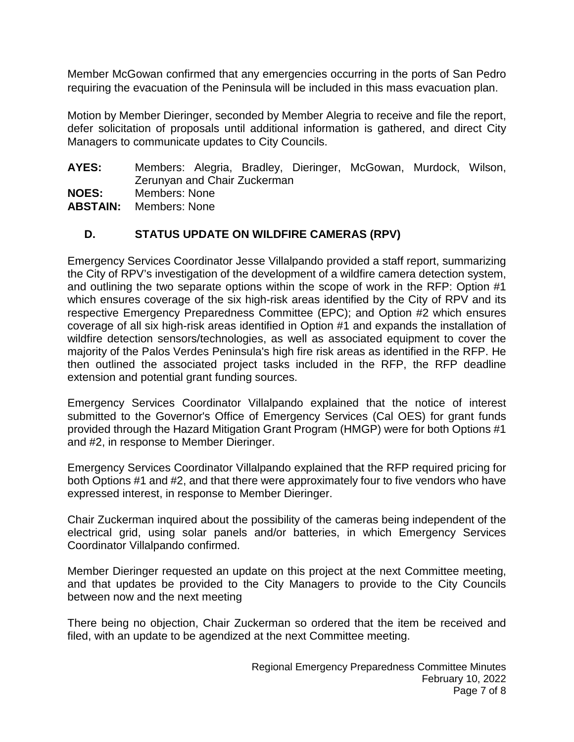Member McGowan confirmed that any emergencies occurring in the ports of San Pedro requiring the evacuation of the Peninsula will be included in this mass evacuation plan.

Motion by Member Dieringer, seconded by Member Alegria to receive and file the report, defer solicitation of proposals until additional information is gathered, and direct City Managers to communicate updates to City Councils.

**AYES:** Members: Alegria, Bradley, Dieringer, McGowan, Murdock, Wilson, Zerunyan and Chair Zuckerman
**NOES:** Members: None
**ABSTAIN:** Members: None

## D. STATUS UPDATE ON WILDFIRE CAMERAS (RPV)

Emergency Services Coordinator Jesse Villalpando provided a staff report, summarizing the City of RPV's investigation of the development of a wildfire camera detection system, and outlining the two separate options within the scope of work in the RFP: Option #1 which ensures coverage of the six high-risk areas identified by the City of RPV and its respective Emergency Preparedness Committee (EPC); and Option #2 which ensures coverage of all six high-risk areas identified in Option #1 and expands the installation of wildfire detection sensors/technologies, as well as associated equipment to cover the majority of the Palos Verdes Peninsula's high fire risk areas as identified in the RFP. He then outlined the associated project tasks included in the RFP, the RFP deadline extension and potential grant funding sources.

Emergency Services Coordinator Villalpando explained that the notice of interest submitted to the Governor's Office of Emergency Services (Cal OES) for grant funds provided through the Hazard Mitigation Grant Program (HMGP) were for both Options #1 and #2, in response to Member Dieringer.

Emergency Services Coordinator Villalpando explained that the RFP required pricing for both Options #1 and #2, and that there were approximately four to five vendors who have expressed interest, in response to Member Dieringer.

Chair Zuckerman inquired about the possibility of the cameras being independent of the electrical grid, using solar panels and/or batteries, in which Emergency Services Coordinator Villalpando confirmed.

Member Dieringer requested an update on this project at the next Committee meeting, and that updates be provided to the City Managers to provide to the City Councils between now and the next meeting

There being no objection, Chair Zuckerman so ordered that the item be received and filed, with an update to be agendized at the next Committee meeting.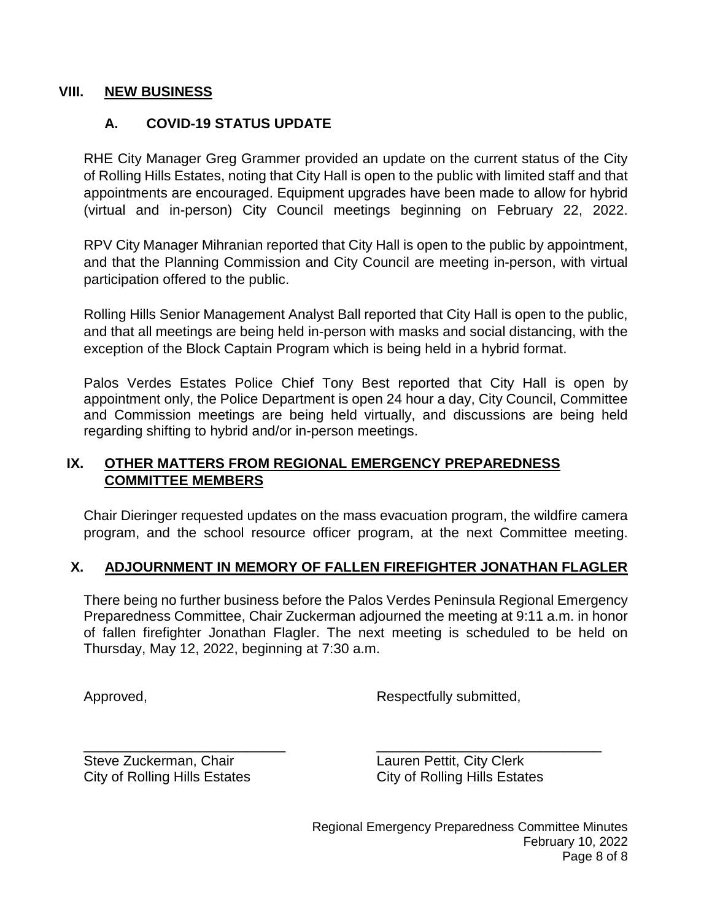## VIII. NEW BUSINESS

### A. COVID-19 STATUS UPDATE

RHE City Manager Greg Grammer provided an update on the current status of the City of Rolling Hills Estates, noting that City Hall is open to the public with limited staff and that appointments are encouraged. Equipment upgrades have been made to allow for hybrid (virtual and in-person) City Council meetings beginning on February 22, 2022.

RPV City Manager Mihranian reported that City Hall is open to the public by appointment, and that the Planning Commission and City Council are meeting in-person, with virtual participation offered to the public.

Rolling Hills Senior Management Analyst Ball reported that City Hall is open to the public, and that all meetings are being held in-person with masks and social distancing, with the exception of the Block Captain Program which is being held in a hybrid format.

Palos Verdes Estates Police Chief Tony Best reported that City Hall is open by appointment only, the Police Department is open 24 hour a day, City Council, Committee and Commission meetings are being held virtually, and discussions are being held regarding shifting to hybrid and/or in-person meetings.

## IX. OTHER MATTERS FROM REGIONAL EMERGENCY PREPAREDNESS COMMITTEE MEMBERS

Chair Dieringer requested updates on the mass evacuation program, the wildfire camera program, and the school resource officer program, at the next Committee meeting.

## X. ADJOURNMENT IN MEMORY OF FALLEN FIREFIGHTER JONATHAN FLAGLER

There being no further business before the Palos Verdes Peninsula Regional Emergency Preparedness Committee, Chair Zuckerman adjourned the meeting at 9:11 a.m. in honor of fallen firefighter Jonathan Flagler. The next meeting is scheduled to be held on Thursday, May 12, 2022, beginning at 7:30 a.m.

Approved,

\_\_\_\_\_\_\_\_\_\_\_\_\_\_\_\_\_\_\_\_\_\_\_\_\_\_\_

Steve Zuckerman, Chair
City of Rolling Hills Estates

Respectfully submitted,

\_\_\_\_\_\_\_\_\_\_\_\_\_\_\_\_\_\_\_\_\_\_\_\_\_\_\_

Lauren Pettit, City Clerk
City of Rolling Hills Estates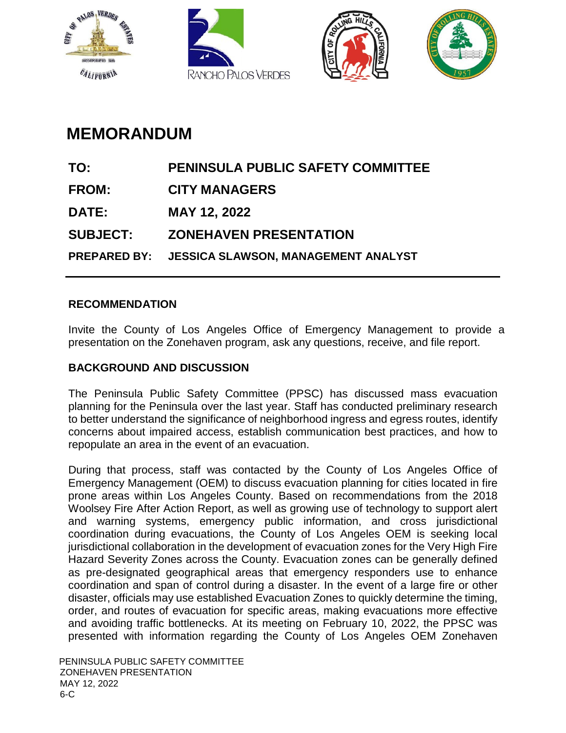# MEMORANDUM

**TO:** PENINSULA PUBLIC SAFETY COMMITTEE

**FROM:** CITY MANAGERS

**DATE:** MAY 12, 2022

**SUBJECT:** ZONEHAVEN PRESENTATION

**PREPARED BY:** JESSICA SLAWSON, MANAGEMENT ANALYST

---

## RECOMMENDATION

Invite the County of Los Angeles Office of Emergency Management to provide a presentation on the Zonehaven program, ask any questions, receive, and file report.

## BACKGROUND AND DISCUSSION

The Peninsula Public Safety Committee (PPSC) has discussed mass evacuation planning for the Peninsula over the last year. Staff has conducted preliminary research to better understand the significance of neighborhood ingress and egress routes, identify concerns about impaired access, establish communication best practices, and how to repopulate an area in the event of an evacuation.

During that process, staff was contacted by the County of Los Angeles Office of Emergency Management (OEM) to discuss evacuation planning for cities located in fire prone areas within Los Angeles County. Based on recommendations from the 2018 Woolsey Fire After Action Report, as well as growing use of technology to support alert and warning systems, emergency public information, and cross jurisdictional coordination during evacuations, the County of Los Angeles OEM is seeking local jurisdictional collaboration in the development of evacuation zones for the Very High Fire Hazard Severity Zones across the County. Evacuation zones can be generally defined as pre-designated geographical areas that emergency responders use to enhance coordination and span of control during a disaster. In the event of a large fire or other disaster, officials may use established Evacuation Zones to quickly determine the timing, order, and routes of evacuation for specific areas, making evacuations more effective and avoiding traffic bottlenecks. At its meeting on February 10, 2022, the PPSC was presented with information regarding the County of Los Angeles OEM Zonehaven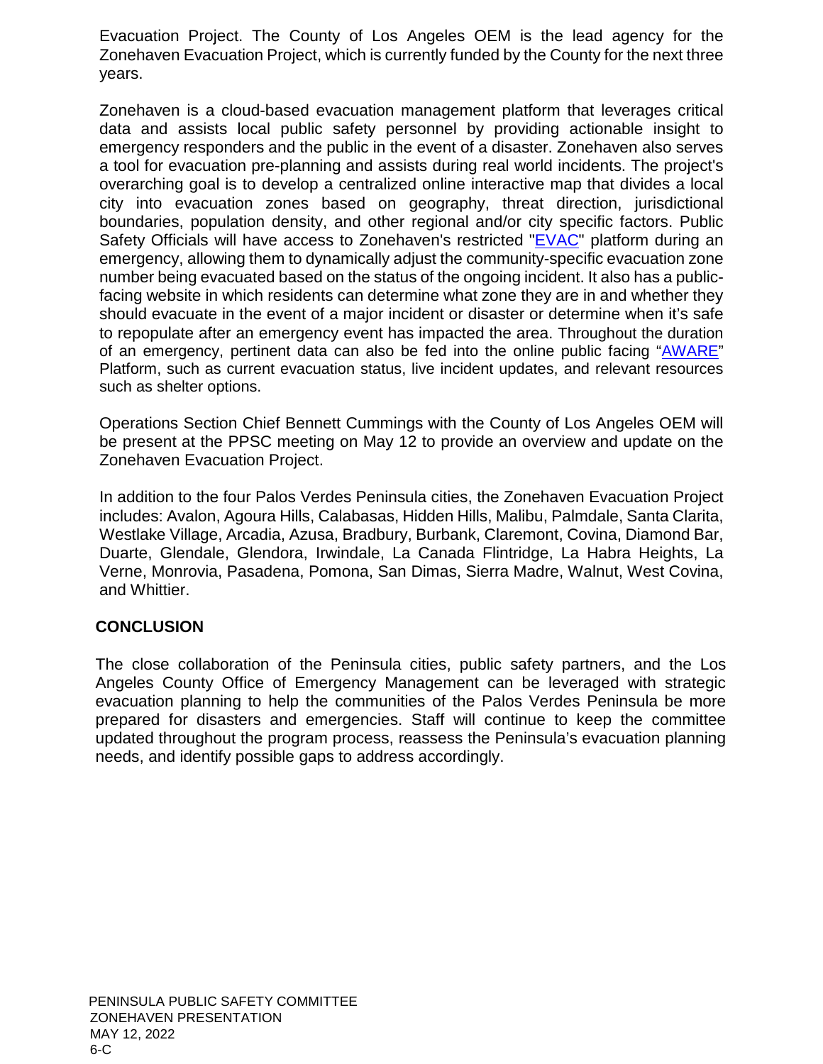Evacuation Project. The County of Los Angeles OEM is the lead agency for the Zonehaven Evacuation Project, which is currently funded by the County for the next three years.

Zonehaven is a cloud-based evacuation management platform that leverages critical data and assists local public safety personnel by providing actionable insight to emergency responders and the public in the event of a disaster. Zonehaven also serves a tool for evacuation pre-planning and assists during real world incidents. The project's overarching goal is to develop a centralized online interactive map that divides a local city into evacuation zones based on geography, threat direction, jurisdictional boundaries, population density, and other regional and/or city specific factors. Public Safety Officials will have access to Zonehaven's restricted "EVAC" platform during an emergency, allowing them to dynamically adjust the community-specific evacuation zone number being evacuated based on the status of the ongoing incident. It also has a public-facing website in which residents can determine what zone they are in and whether they should evacuate in the event of a major incident or disaster or determine when it's safe to repopulate after an emergency event has impacted the area. Throughout the duration of an emergency, pertinent data can also be fed into the online public facing "AWARE" Platform, such as current evacuation status, live incident updates, and relevant resources such as shelter options.

Operations Section Chief Bennett Cummings with the County of Los Angeles OEM will be present at the PPSC meeting on May 12 to provide an overview and update on the Zonehaven Evacuation Project.

In addition to the four Palos Verdes Peninsula cities, the Zonehaven Evacuation Project includes: Avalon, Agoura Hills, Calabasas, Hidden Hills, Malibu, Palmdale, Santa Clarita, Westlake Village, Arcadia, Azusa, Bradbury, Burbank, Claremont, Covina, Diamond Bar, Duarte, Glendale, Glendora, Irwindale, La Canada Flintridge, La Habra Heights, La Verne, Monrovia, Pasadena, Pomona, San Dimas, Sierra Madre, Walnut, West Covina, and Whittier.

## CONCLUSION

The close collaboration of the Peninsula cities, public safety partners, and the Los Angeles County Office of Emergency Management can be leveraged with strategic evacuation planning to help the communities of the Palos Verdes Peninsula be more prepared for disasters and emergencies. Staff will continue to keep the committee updated throughout the program process, reassess the Peninsula's evacuation planning needs, and identify possible gaps to address accordingly.